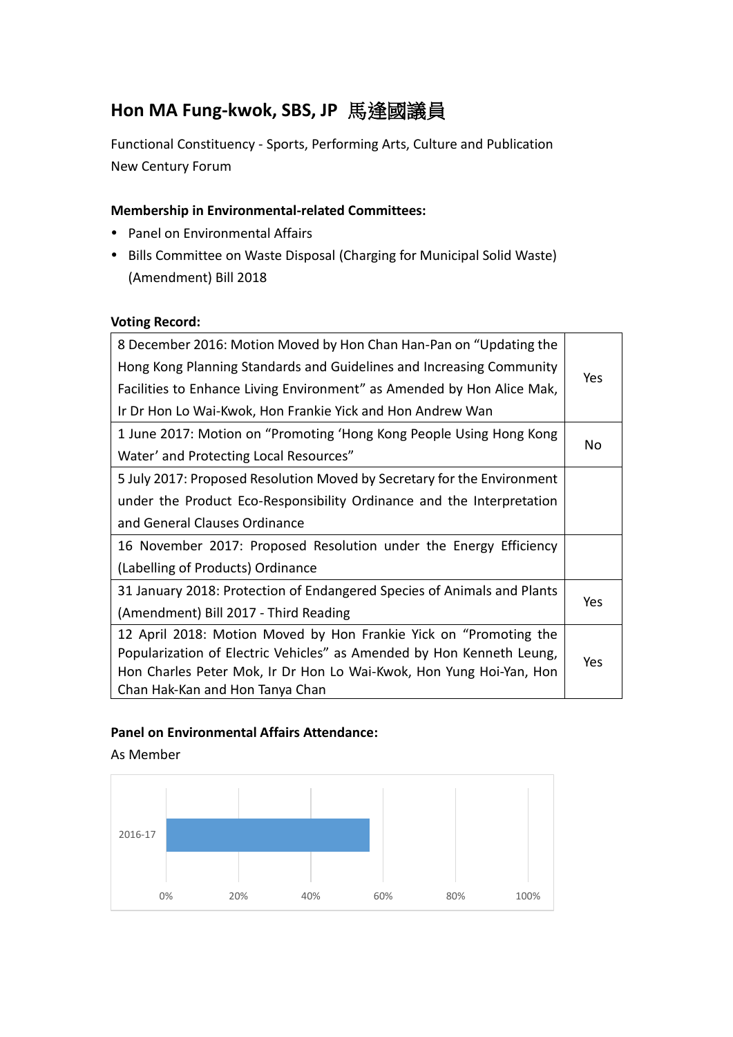# Hon MA Fung-kwok, SBS, JP 馬逢國議員

Functional Constituency - Sports, Performing Arts, Culture and Publication
New Century Forum

**Membership in Environmental-related Committees:**

- Panel on Environmental Affairs
- Bills Committee on Waste Disposal (Charging for Municipal Solid Waste) (Amendment) Bill 2018

**Voting Record:**

| | |
|---|---|
| 8 December 2016: Motion Moved by Hon Chan Han-Pan on "Updating the Hong Kong Planning Standards and Guidelines and Increasing Community Facilities to Enhance Living Environment" as Amended by Hon Alice Mak, Ir Dr Hon Lo Wai-Kwok, Hon Frankie Yick and Hon Andrew Wan | Yes |
| 1 June 2017: Motion on "Promoting 'Hong Kong People Using Hong Kong Water' and Protecting Local Resources" | No |
| 5 July 2017: Proposed Resolution Moved by Secretary for the Environment under the Product Eco-Responsibility Ordinance and the Interpretation and General Clauses Ordinance | |
| 16 November 2017: Proposed Resolution under the Energy Efficiency (Labelling of Products) Ordinance | |
| 31 January 2018: Protection of Endangered Species of Animals and Plants (Amendment) Bill 2017 - Third Reading | Yes |
| 12 April 2018: Motion Moved by Hon Frankie Yick on "Promoting the Popularization of Electric Vehicles" as Amended by Hon Kenneth Leung, Hon Charles Peter Mok, Ir Dr Hon Lo Wai-Kwok, Hon Yung Hoi-Yan, Hon Chan Hak-Kan and Hon Tanya Chan | Yes |

**Panel on Environmental Affairs Attendance:**

As Member

| Year | Attendance |
|---|---|
| 2016-17 | ~56% |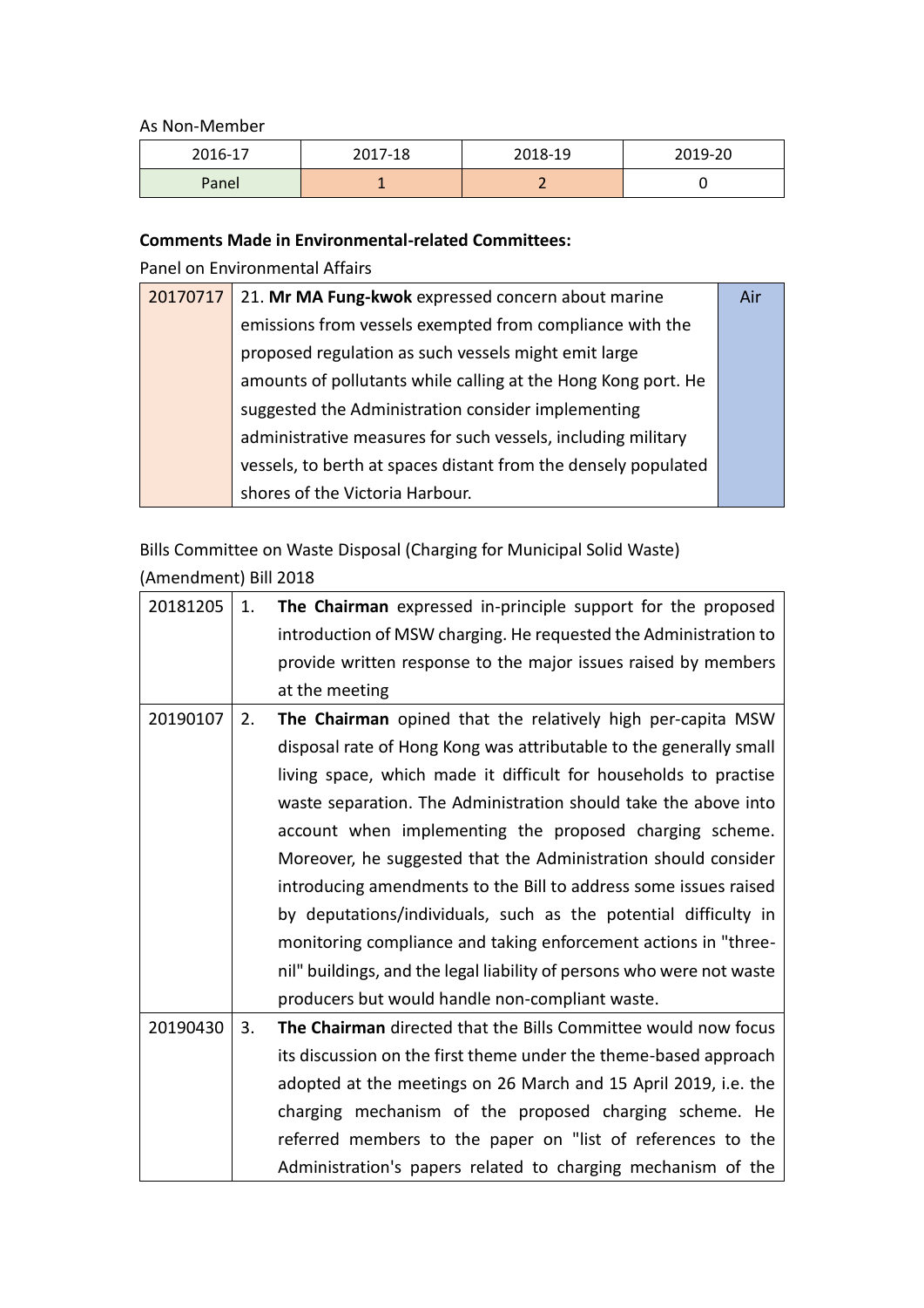As Non-Member

| 2016-17 | 2017-18 | 2018-19 | 2019-20 |
|---|---|---|---|
| Panel | 1 | 2 | 0 |

**Comments Made in Environmental-related Committees:**

Panel on Environmental Affairs

| | | |
|---|---|---|
| 20170717 | 21. **Mr MA Fung-kwok** expressed concern about marine emissions from vessels exempted from compliance with the proposed regulation as such vessels might emit large amounts of pollutants while calling at the Hong Kong port. He suggested the Administration consider implementing administrative measures for such vessels, including military vessels, to berth at spaces distant from the densely populated shores of the Victoria Harbour. | Air |

Bills Committee on Waste Disposal (Charging for Municipal Solid Waste) (Amendment) Bill 2018

| | | |
|---|---|---|
| 20181205 | 1. | **The Chairman** expressed in-principle support for the proposed introduction of MSW charging. He requested the Administration to provide written response to the major issues raised by members at the meeting |
| 20190107 | 2. | **The Chairman** opined that the relatively high per-capita MSW disposal rate of Hong Kong was attributable to the generally small living space, which made it difficult for households to practise waste separation. The Administration should take the above into account when implementing the proposed charging scheme. Moreover, he suggested that the Administration should consider introducing amendments to the Bill to address some issues raised by deputations/individuals, such as the potential difficulty in monitoring compliance and taking enforcement actions in "three-nil" buildings, and the legal liability of persons who were not waste producers but would handle non-compliant waste. |
| 20190430 | 3. | **The Chairman** directed that the Bills Committee would now focus its discussion on the first theme under the theme-based approach adopted at the meetings on 26 March and 15 April 2019, i.e. the charging mechanism of the proposed charging scheme. He referred members to the paper on "list of references to the Administration's papers related to charging mechanism of the |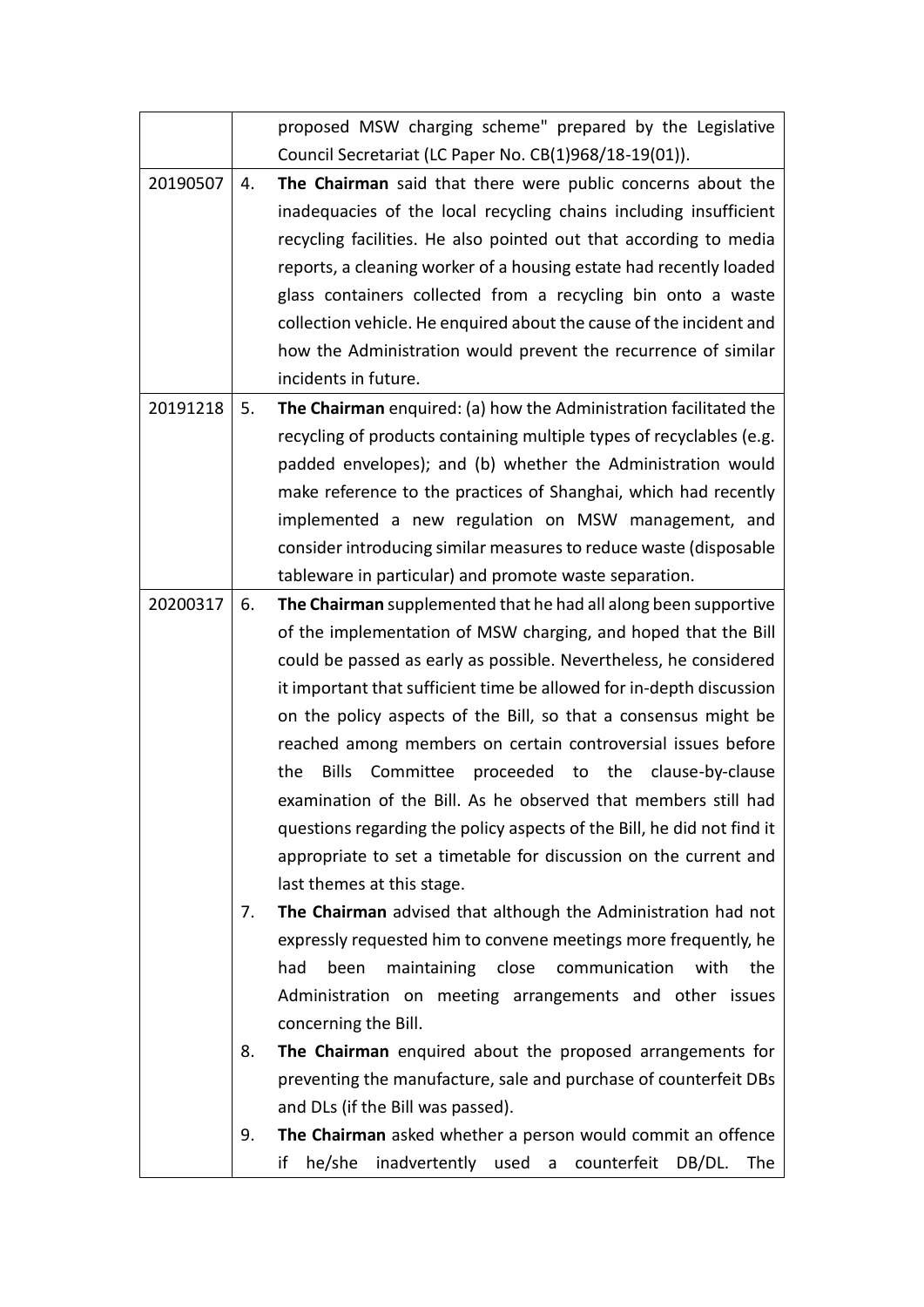| | | |
|---|---|---|
| | | proposed MSW charging scheme" prepared by the Legislative Council Secretariat (LC Paper No. CB(1)968/18-19(01)). |
| 20190507 | 4. | **The Chairman** said that there were public concerns about the inadequacies of the local recycling chains including insufficient recycling facilities. He also pointed out that according to media reports, a cleaning worker of a housing estate had recently loaded glass containers collected from a recycling bin onto a waste collection vehicle. He enquired about the cause of the incident and how the Administration would prevent the recurrence of similar incidents in future. |
| 20191218 | 5. | **The Chairman** enquired: (a) how the Administration facilitated the recycling of products containing multiple types of recyclables (e.g. padded envelopes); and (b) whether the Administration would make reference to the practices of Shanghai, which had recently implemented a new regulation on MSW management, and consider introducing similar measures to reduce waste (disposable tableware in particular) and promote waste separation. |
| 20200317 | 6. | **The Chairman** supplemented that he had all along been supportive of the implementation of MSW charging, and hoped that the Bill could be passed as early as possible. Nevertheless, he considered it important that sufficient time be allowed for in-depth discussion on the policy aspects of the Bill, so that a consensus might be reached among members on certain controversial issues before the Bills Committee proceeded to the clause-by-clause examination of the Bill. As he observed that members still had questions regarding the policy aspects of the Bill, he did not find it appropriate to set a timetable for discussion on the current and last themes at this stage. |
| | 7. | **The Chairman** advised that although the Administration had not expressly requested him to convene meetings more frequently, he had been maintaining close communication with the Administration on meeting arrangements and other issues concerning the Bill. |
| | 8. | **The Chairman** enquired about the proposed arrangements for preventing the manufacture, sale and purchase of counterfeit DBs and DLs (if the Bill was passed). |
| | 9. | **The Chairman** asked whether a person would commit an offence if he/she inadvertently used a counterfeit DB/DL. The |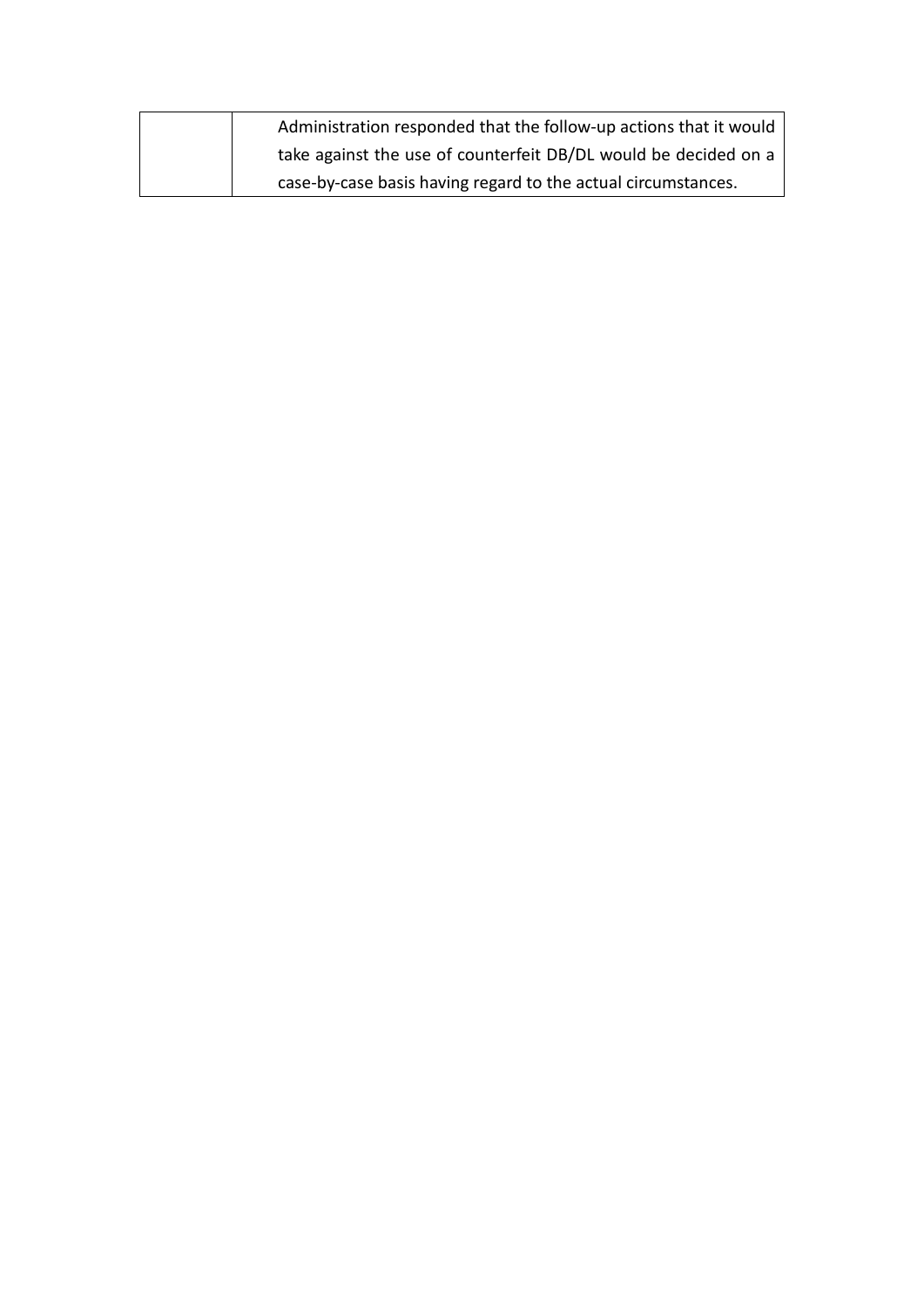| | |
|---|---|
| | Administration responded that the follow-up actions that it would take against the use of counterfeit DB/DL would be decided on a case-by-case basis having regard to the actual circumstances. |